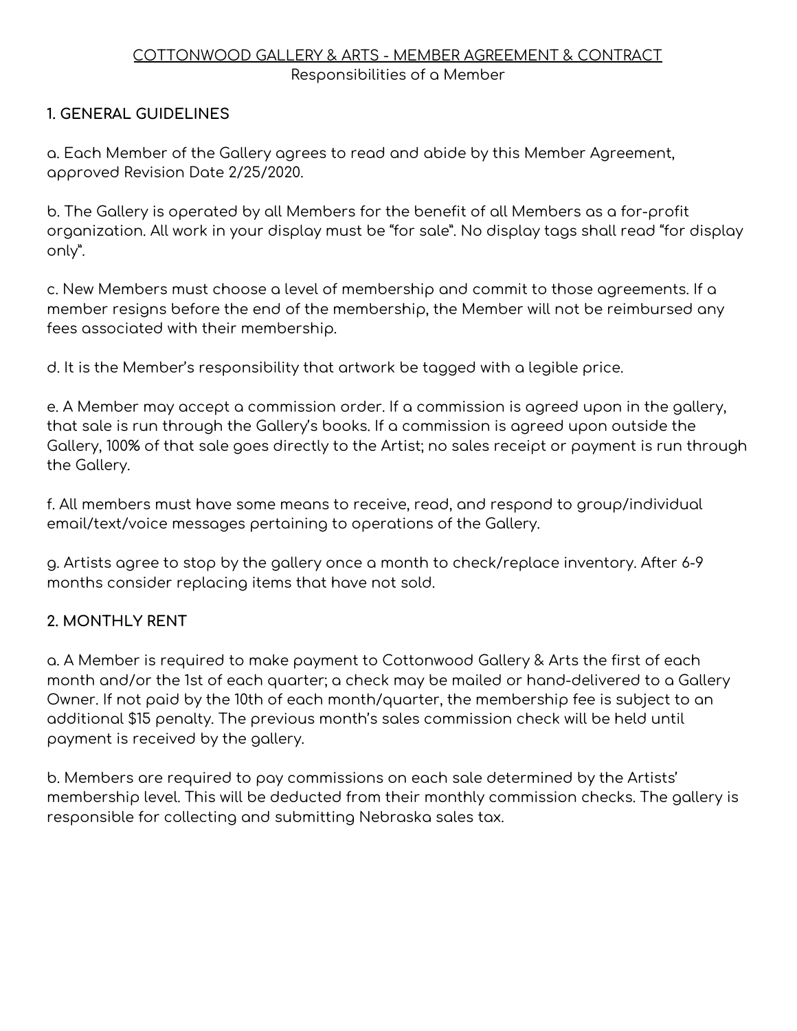# COTTONWOOD GALLERY & ARTS - MEMBER AGREEMENT & CONTRACT

Responsibilities of a Member

## 1. GENERAL GUIDELINES

a. Each Member of the Gallery agrees to read and abide by this Member Agreement, approved Revision Date 2/25/2020.

b. The Gallery is operated by all Members for the benefit of all Members as a for-profit organization. All work in your display must be "for sale". No display tags shall read "for display only".

c. New Members must choose a level of membership and commit to those agreements. If a member resigns before the end of the membership, the Member will not be reimbursed any fees associated with their membership.

d. It is the Member's responsibility that artwork be tagged with a legible price.

e. A Member may accept a commission order. If a commission is agreed upon in the gallery, that sale is run through the Gallery's books. If a commission is agreed upon outside the Gallery, 100% of that sale goes directly to the Artist; no sales receipt or payment is run through the Gallery.

f. All members must have some means to receive, read, and respond to group/individual email/text/voice messages pertaining to operations of the Gallery.

g. Artists agree to stop by the gallery once a month to check/replace inventory. After 6-9 months consider replacing items that have not sold.

## 2. MONTHLY RENT

a. A Member is required to make payment to Cottonwood Gallery & Arts the first of each month and/or the 1st of each quarter; a check may be mailed or hand-delivered to a Gallery Owner. If not paid by the 10th of each month/quarter, the membership fee is subject to an additional $15 penalty. The previous month's sales commission check will be held until payment is received by the gallery.

b. Members are required to pay commissions on each sale determined by the Artists' membership level. This will be deducted from their monthly commission checks. The gallery is responsible for collecting and submitting Nebraska sales tax.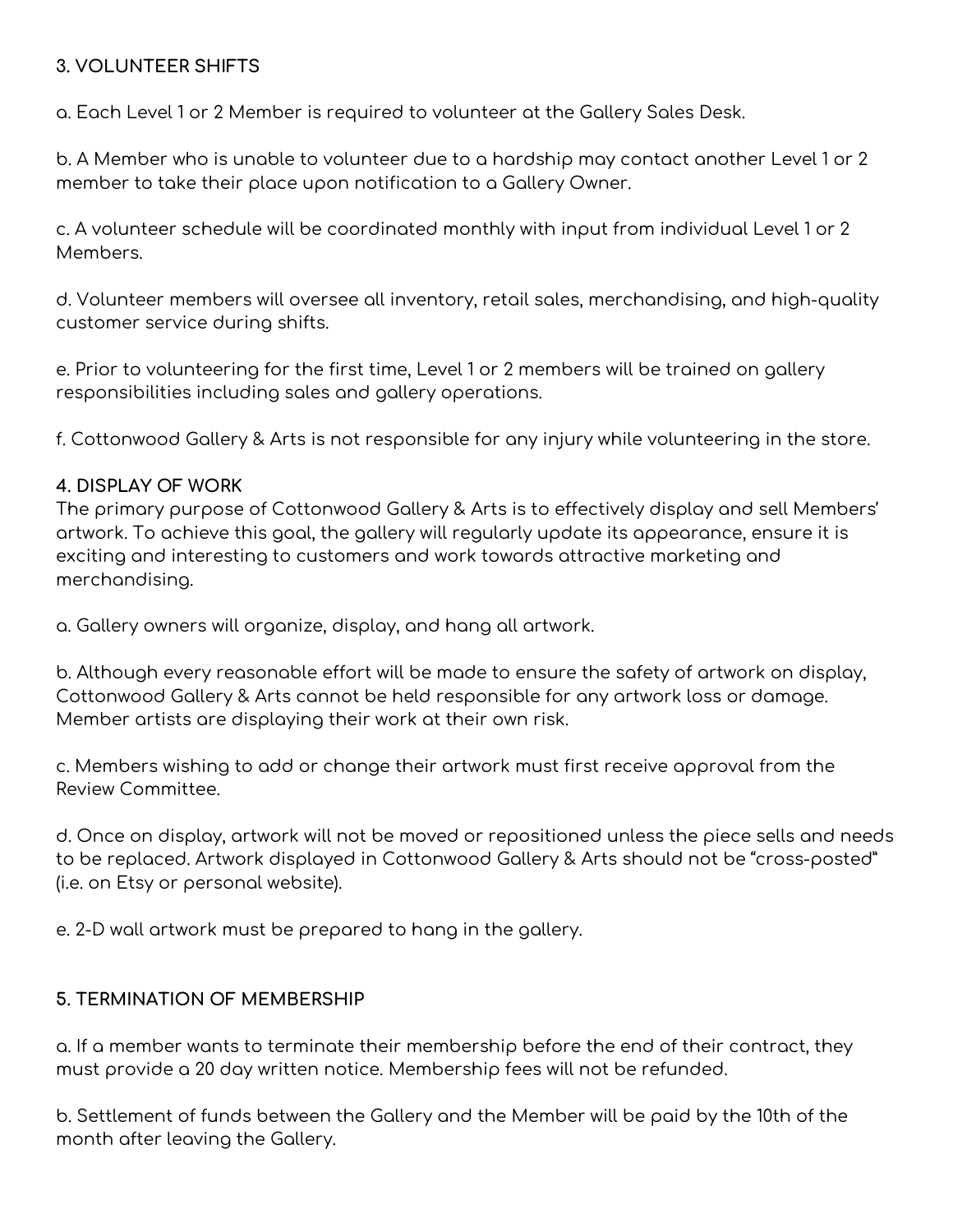### 3. VOLUNTEER SHIFTS

a. Each Level 1 or 2 Member is required to volunteer at the Gallery Sales Desk.

b. A Member who is unable to volunteer due to a hardship may contact another Level 1 or 2 member to take their place upon notification to a Gallery Owner.

c. A volunteer schedule will be coordinated monthly with input from individual Level 1 or 2 Members.

d. Volunteer members will oversee all inventory, retail sales, merchandising, and high-quality customer service during shifts.

e. Prior to volunteering for the first time, Level 1 or 2 members will be trained on gallery responsibilities including sales and gallery operations.

f. Cottonwood Gallery & Arts is not responsible for any injury while volunteering in the store.

### 4. DISPLAY OF WORK

The primary purpose of Cottonwood Gallery & Arts is to effectively display and sell Members' artwork. To achieve this goal, the gallery will regularly update its appearance, ensure it is exciting and interesting to customers and work towards attractive marketing and merchandising.

a. Gallery owners will organize, display, and hang all artwork.

b. Although every reasonable effort will be made to ensure the safety of artwork on display, Cottonwood Gallery & Arts cannot be held responsible for any artwork loss or damage. Member artists are displaying their work at their own risk.

c. Members wishing to add or change their artwork must first receive approval from the Review Committee.

d. Once on display, artwork will not be moved or repositioned unless the piece sells and needs to be replaced. Artwork displayed in Cottonwood Gallery & Arts should not be "cross-posted" (i.e. on Etsy or personal website).

e. 2-D wall artwork must be prepared to hang in the gallery.

### 5. TERMINATION OF MEMBERSHIP

a. If a member wants to terminate their membership before the end of their contract, they must provide a 20 day written notice. Membership fees will not be refunded.

b. Settlement of funds between the Gallery and the Member will be paid by the 10th of the month after leaving the Gallery.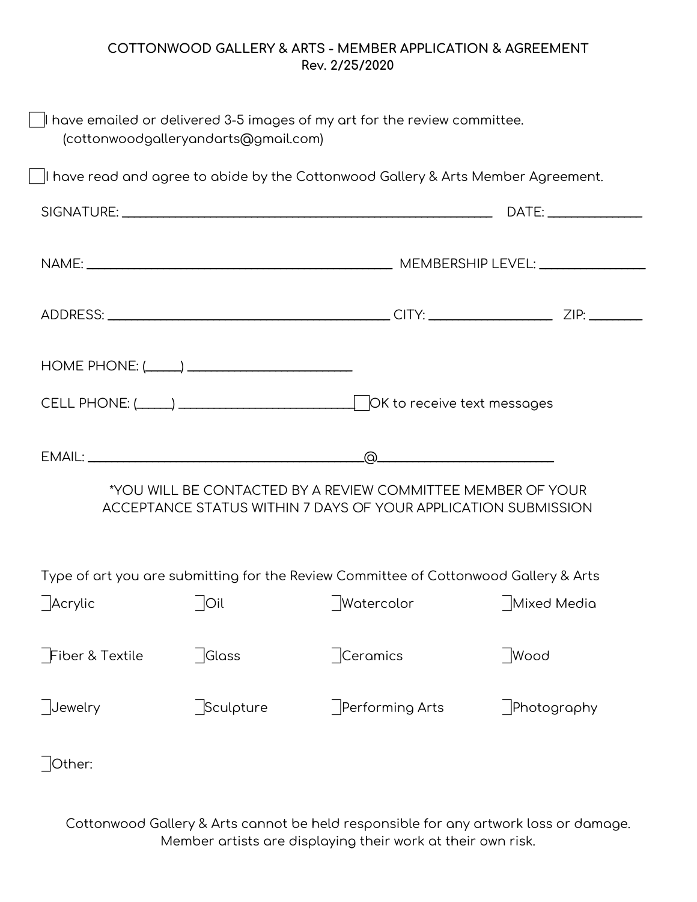# COTTONWOOD GALLERY & ARTS - MEMBER APPLICATION & AGREEMENT
**Rev. 2/25/2020**

☐ I have emailed or delivered 3-5 images of my art for the review committee. (cottonwoodgalleryandarts@gmail.com)

☐ I have read and agree to abide by the Cottonwood Gallery & Arts Member Agreement.

SIGNATURE: ______________________________________________ DATE: ____________

NAME: ______________________________________ MEMBERSHIP LEVEL: _____________

ADDRESS: ____________________________________ CITY: ________________ ZIP: _______

HOME PHONE: (_____) ____________________

CELL PHONE: (_____) ____________________ ☐ OK to receive text messages

EMAIL: ________________________________@____________________

*YOU WILL BE CONTACTED BY A REVIEW COMMITTEE MEMBER OF YOUR ACCEPTANCE STATUS WITHIN 7 DAYS OF YOUR APPLICATION SUBMISSION

Type of art you are submitting for the Review Committee of Cottonwood Gallery & Arts

| | | | |
|---|---|---|---|
| ☐ Acrylic | ☐ Oil | ☐ Watercolor | ☐ Mixed Media |
| ☐ Fiber & Textile | ☐ Glass | ☐ Ceramics | ☐ Wood |
| ☐ Jewelry | ☐ Sculpture | ☐ Performing Arts | ☐ Photography |

☐ Other:

Cottonwood Gallery & Arts cannot be held responsible for any artwork loss or damage. Member artists are displaying their work at their own risk.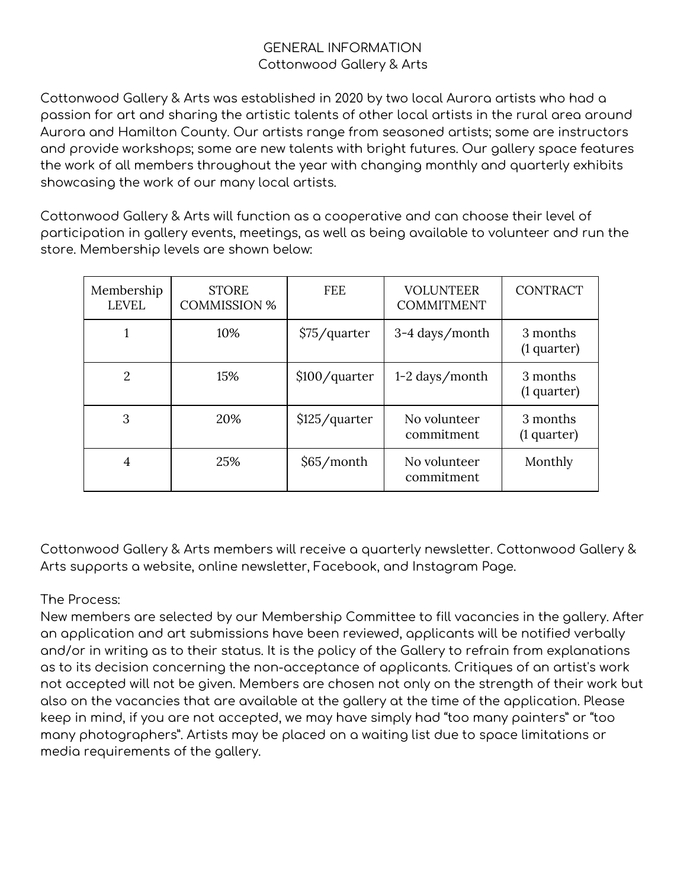# GENERAL INFORMATION
## Cottonwood Gallery & Arts

Cottonwood Gallery & Arts was established in 2020 by two local Aurora artists who had a passion for art and sharing the artistic talents of other local artists in the rural area around Aurora and Hamilton County. Our artists range from seasoned artists; some are instructors and provide workshops; some are new talents with bright futures. Our gallery space features the work of all members throughout the year with changing monthly and quarterly exhibits showcasing the work of our many local artists.

Cottonwood Gallery & Arts will function as a cooperative and can choose their level of participation in gallery events, meetings, as well as being available to volunteer and run the store. Membership levels are shown below:

| Membership LEVEL | STORE COMMISSION % | FEE | VOLUNTEER COMMITMENT | CONTRACT |
|---|---|---|---|---|
| 1 | 10% | $75/quarter | 3-4 days/month | 3 months (1 quarter) |
| 2 | 15% | $100/quarter | 1-2 days/month | 3 months (1 quarter) |
| 3 | 20% | $125/quarter | No volunteer commitment | 3 months (1 quarter) |
| 4 | 25% | $65/month | No volunteer commitment | Monthly |

Cottonwood Gallery & Arts members will receive a quarterly newsletter. Cottonwood Gallery & Arts supports a website, online newsletter, Facebook, and Instagram Page.

The Process:
New members are selected by our Membership Committee to fill vacancies in the gallery. After an application and art submissions have been reviewed, applicants will be notified verbally and/or in writing as to their status. It is the policy of the Gallery to refrain from explanations as to its decision concerning the non-acceptance of applicants. Critiques of an artist's work not accepted will not be given. Members are chosen not only on the strength of their work but also on the vacancies that are available at the gallery at the time of the application. Please keep in mind, if you are not accepted, we may have simply had "too many painters" or "too many photographers". Artists may be placed on a waiting list due to space limitations or media requirements of the gallery.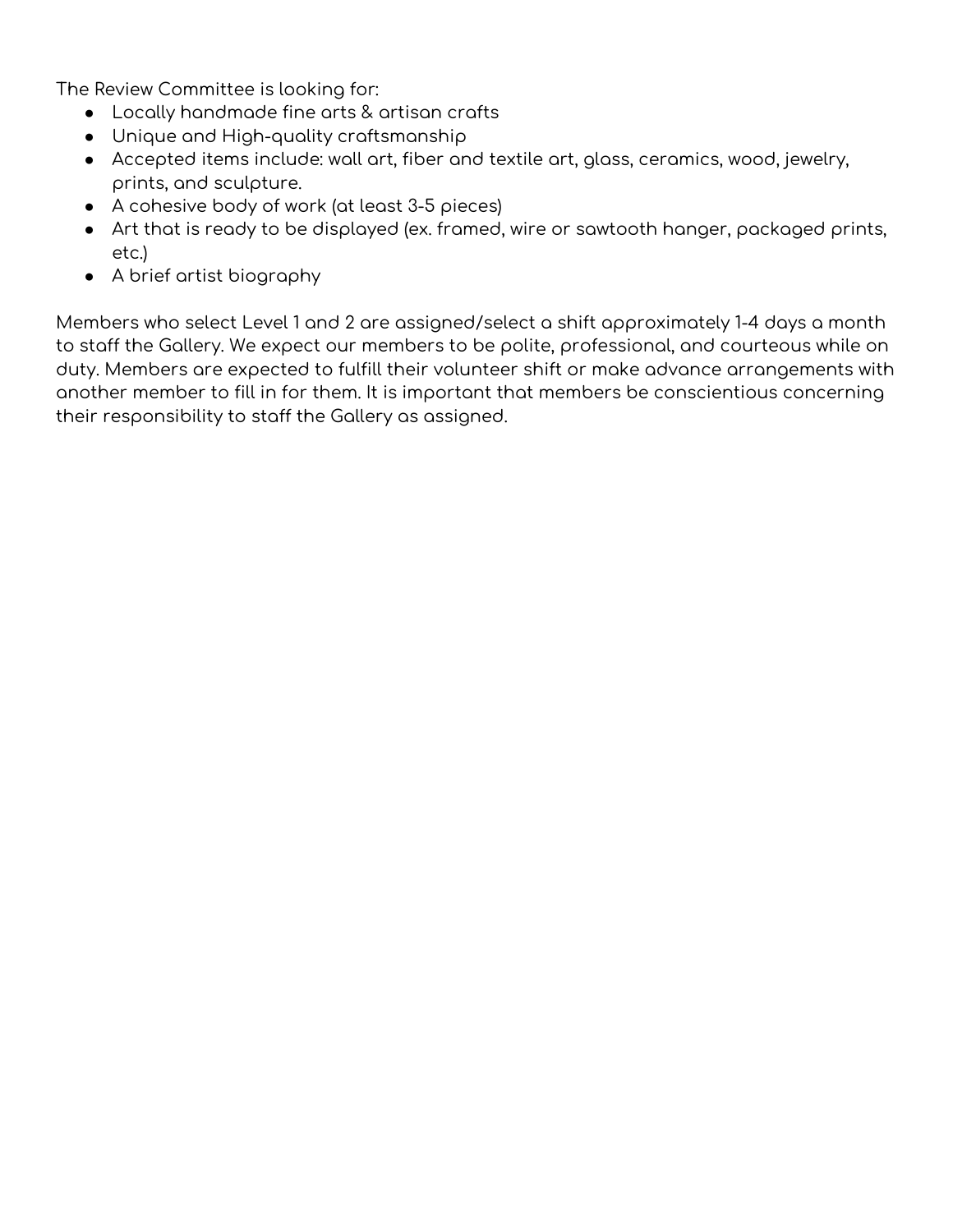The Review Committee is looking for:

- Locally handmade fine arts & artisan crafts
- Unique and High-quality craftsmanship
- Accepted items include: wall art, fiber and textile art, glass, ceramics, wood, jewelry, prints, and sculpture.
- A cohesive body of work (at least 3-5 pieces)
- Art that is ready to be displayed (ex. framed, wire or sawtooth hanger, packaged prints, etc.)
- A brief artist biography

Members who select Level 1 and 2 are assigned/select a shift approximately 1-4 days a month to staff the Gallery. We expect our members to be polite, professional, and courteous while on duty. Members are expected to fulfill their volunteer shift or make advance arrangements with another member to fill in for them. It is important that members be conscientious concerning their responsibility to staff the Gallery as assigned.